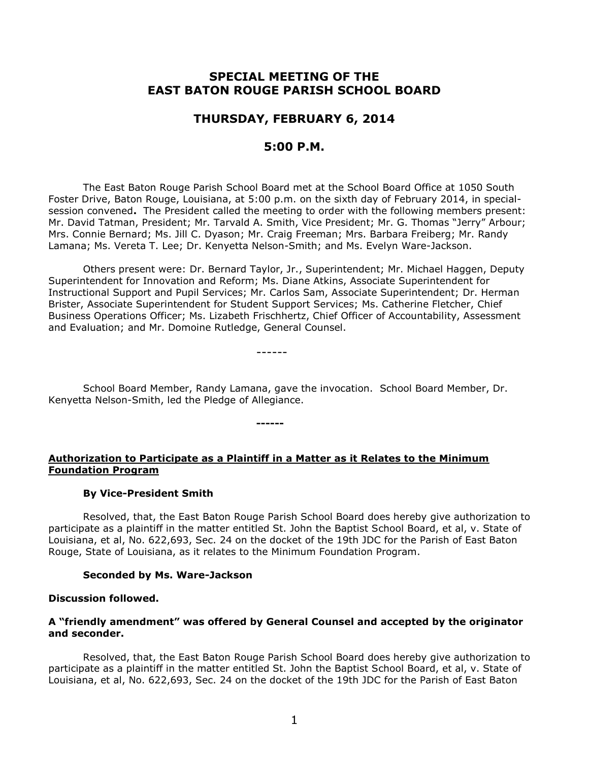# SPECIAL MEETING OF THE EAST BATON ROUGE PARISH SCHOOL BOARD

## THURSDAY, FEBRUARY 6, 2014

## 5:00 P.M.

The East Baton Rouge Parish School Board met at the School Board Office at 1050 South Foster Drive, Baton Rouge, Louisiana, at 5:00 p.m. on the sixth day of February 2014, in special-session convened**.** The President called the meeting to order with the following members present: Mr. David Tatman, President; Mr. Tarvald A. Smith, Vice President; Mr. G. Thomas "Jerry" Arbour; Mrs. Connie Bernard; Ms. Jill C. Dyason; Mr. Craig Freeman; Mrs. Barbara Freiberg; Mr. Randy Lamana; Ms. Vereta T. Lee; Dr. Kenyetta Nelson-Smith; and Ms. Evelyn Ware-Jackson.

Others present were: Dr. Bernard Taylor, Jr., Superintendent; Mr. Michael Haggen, Deputy Superintendent for Innovation and Reform; Ms. Diane Atkins, Associate Superintendent for Instructional Support and Pupil Services; Mr. Carlos Sam, Associate Superintendent; Dr. Herman Brister, Associate Superintendent for Student Support Services; Ms. Catherine Fletcher, Chief Business Operations Officer; Ms. Lizabeth Frischhertz, Chief Officer of Accountability, Assessment and Evaluation; and Mr. Domoine Rutledge, General Counsel.

------

School Board Member, Randy Lamana, gave the invocation. School Board Member, Dr. Kenyetta Nelson-Smith, led the Pledge of Allegiance.

**------**

**Authorization to Participate as a Plaintiff in a Matter as it Relates to the Minimum Foundation Program**

**By Vice-President Smith**

Resolved, that, the East Baton Rouge Parish School Board does hereby give authorization to participate as a plaintiff in the matter entitled St. John the Baptist School Board, et al, v. State of Louisiana, et al, No. 622,693, Sec. 24 on the docket of the 19th JDC for the Parish of East Baton Rouge, State of Louisiana, as it relates to the Minimum Foundation Program.

**Seconded by Ms. Ware-Jackson**

**Discussion followed.**

**A "friendly amendment" was offered by General Counsel and accepted by the originator and seconder.**

Resolved, that, the East Baton Rouge Parish School Board does hereby give authorization to participate as a plaintiff in the matter entitled St. John the Baptist School Board, et al, v. State of Louisiana, et al, No. 622,693, Sec. 24 on the docket of the 19th JDC for the Parish of East Baton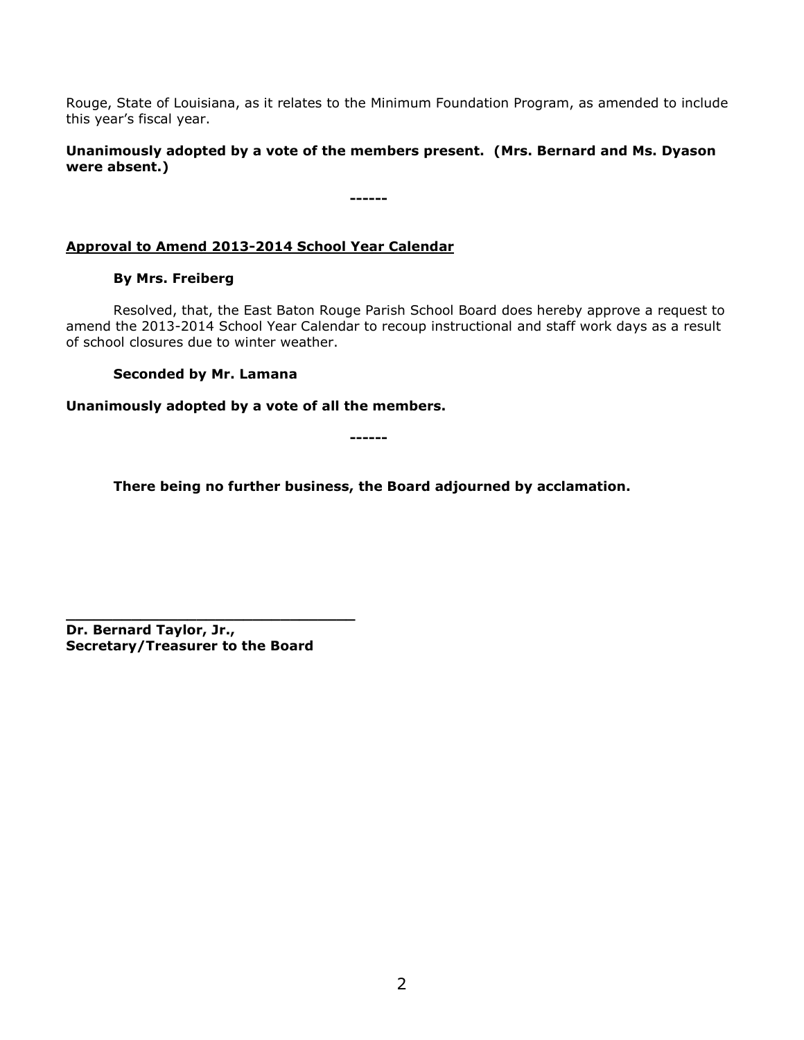Rouge, State of Louisiana, as it relates to the Minimum Foundation Program, as amended to include this year's fiscal year.

**Unanimously adopted by a vote of the members present. (Mrs. Bernard and Ms. Dyason were absent.)**

**------**

**<u>Approval to Amend 2013-2014 School Year Calendar</u>**

**By Mrs. Freiberg**

Resolved, that, the East Baton Rouge Parish School Board does hereby approve a request to amend the 2013-2014 School Year Calendar to recoup instructional and staff work days as a result of school closures due to winter weather.

**Seconded by Mr. Lamana**

**Unanimously adopted by a vote of all the members.**

**------**

**There being no further business, the Board adjourned by acclamation.**

_______________________________

**Dr. Bernard Taylor, Jr.,**
**Secretary/Treasurer to the Board**